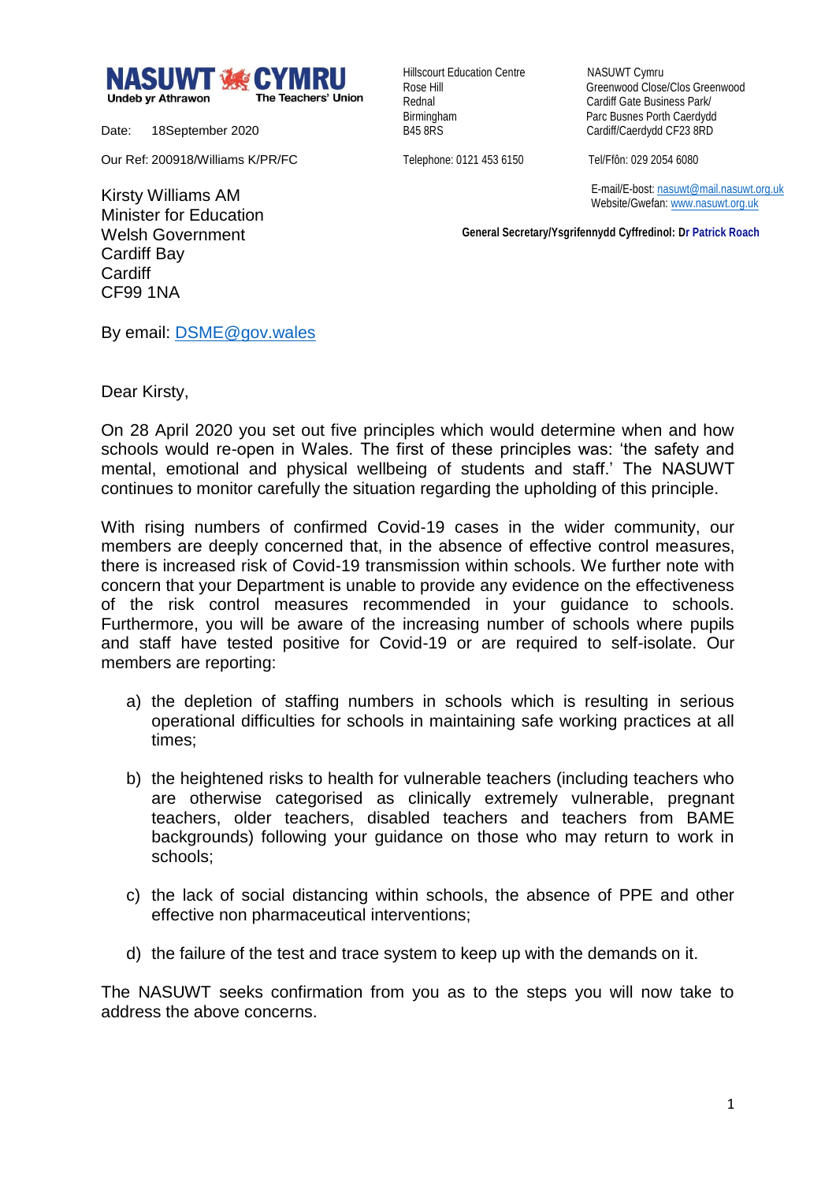**NASUWT CYMRU**
Undeb yr Athrawon — The Teachers' Union

Hillscourt Education Centre
Rose Hill
Rednal
Birmingham
B45 8RS

Telephone: 0121 453 6150

NASUWT Cymru
Greenwood Close/Clos Greenwood
Cardiff Gate Business Park/
Parc Busnes Porth Caerdydd
Cardiff/Caerdydd CF23 8RD

Tel/Ffôn: 029 2054 6080

E-mail/E-bost: nasuwt@mail.nasuwt.org.uk
Website/Gwefan: www.nasuwt.org.uk

**General Secretary/Ysgrifennydd Cyffredinol: Dr Patrick Roach**

Date: 18September 2020

Our Ref: 200918/Williams K/PR/FC

Kirsty Williams AM
Minister for Education
Welsh Government
Cardiff Bay
Cardiff
CF99 1NA

By email: DSME@gov.wales

Dear Kirsty,

On 28 April 2020 you set out five principles which would determine when and how schools would re-open in Wales. The first of these principles was: 'the safety and mental, emotional and physical wellbeing of students and staff.' The NASUWT continues to monitor carefully the situation regarding the upholding of this principle.

With rising numbers of confirmed Covid-19 cases in the wider community, our members are deeply concerned that, in the absence of effective control measures, there is increased risk of Covid-19 transmission within schools. We further note with concern that your Department is unable to provide any evidence on the effectiveness of the risk control measures recommended in your guidance to schools. Furthermore, you will be aware of the increasing number of schools where pupils and staff have tested positive for Covid-19 or are required to self-isolate. Our members are reporting:

a) the depletion of staffing numbers in schools which is resulting in serious operational difficulties for schools in maintaining safe working practices at all times;

b) the heightened risks to health for vulnerable teachers (including teachers who are otherwise categorised as clinically extremely vulnerable, pregnant teachers, older teachers, disabled teachers and teachers from BAME backgrounds) following your guidance on those who may return to work in schools;

c) the lack of social distancing within schools, the absence of PPE and other effective non pharmaceutical interventions;

d) the failure of the test and trace system to keep up with the demands on it.

The NASUWT seeks confirmation from you as to the steps you will now take to address the above concerns.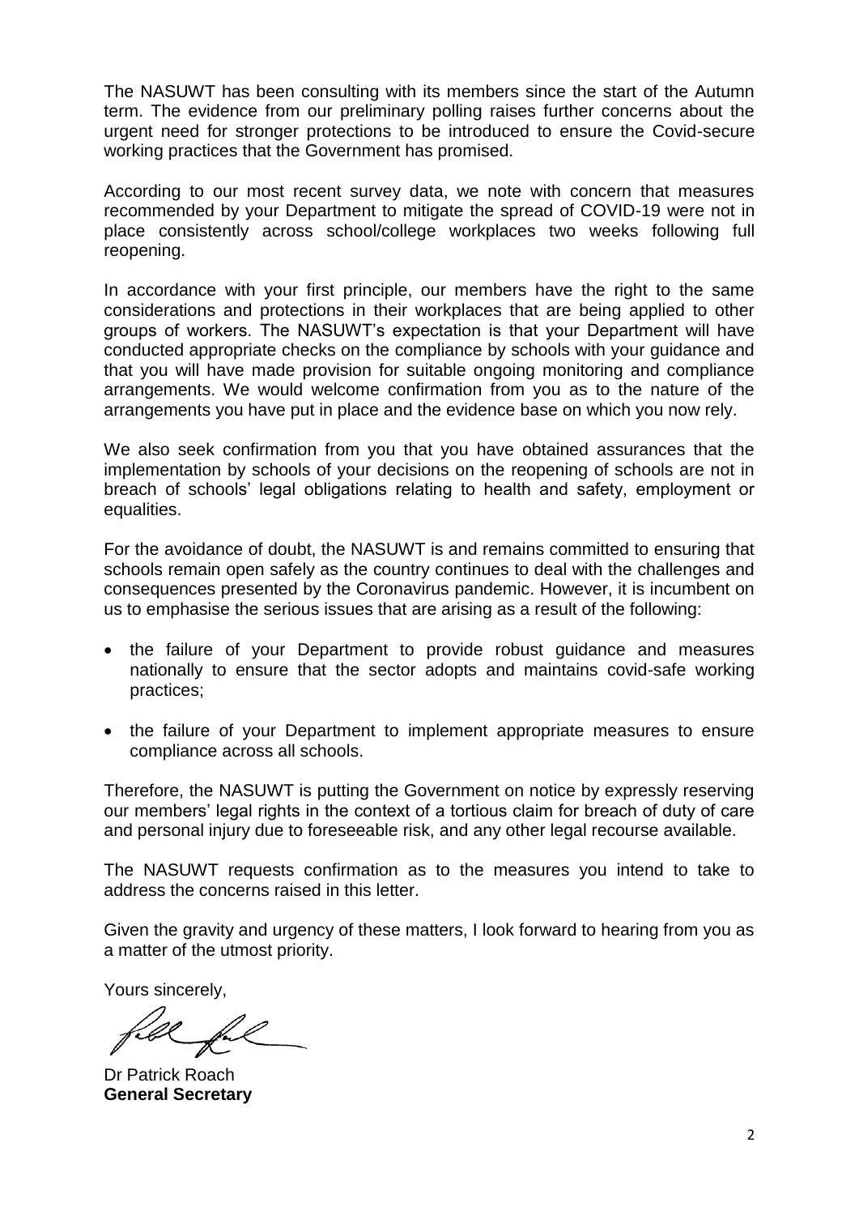The NASUWT has been consulting with its members since the start of the Autumn term. The evidence from our preliminary polling raises further concerns about the urgent need for stronger protections to be introduced to ensure the Covid-secure working practices that the Government has promised.

According to our most recent survey data, we note with concern that measures recommended by your Department to mitigate the spread of COVID-19 were not in place consistently across school/college workplaces two weeks following full reopening.

In accordance with your first principle, our members have the right to the same considerations and protections in their workplaces that are being applied to other groups of workers. The NASUWT's expectation is that your Department will have conducted appropriate checks on the compliance by schools with your guidance and that you will have made provision for suitable ongoing monitoring and compliance arrangements. We would welcome confirmation from you as to the nature of the arrangements you have put in place and the evidence base on which you now rely.

We also seek confirmation from you that you have obtained assurances that the implementation by schools of your decisions on the reopening of schools are not in breach of schools' legal obligations relating to health and safety, employment or equalities.

For the avoidance of doubt, the NASUWT is and remains committed to ensuring that schools remain open safely as the country continues to deal with the challenges and consequences presented by the Coronavirus pandemic. However, it is incumbent on us to emphasise the serious issues that are arising as a result of the following:

- the failure of your Department to provide robust guidance and measures nationally to ensure that the sector adopts and maintains covid-safe working practices;
- the failure of your Department to implement appropriate measures to ensure compliance across all schools.

Therefore, the NASUWT is putting the Government on notice by expressly reserving our members' legal rights in the context of a tortious claim for breach of duty of care and personal injury due to foreseeable risk, and any other legal recourse available.

The NASUWT requests confirmation as to the measures you intend to take to address the concerns raised in this letter.

Given the gravity and urgency of these matters, I look forward to hearing from you as a matter of the utmost priority.

Yours sincerely,

Dr Patrick Roach
**General Secretary**